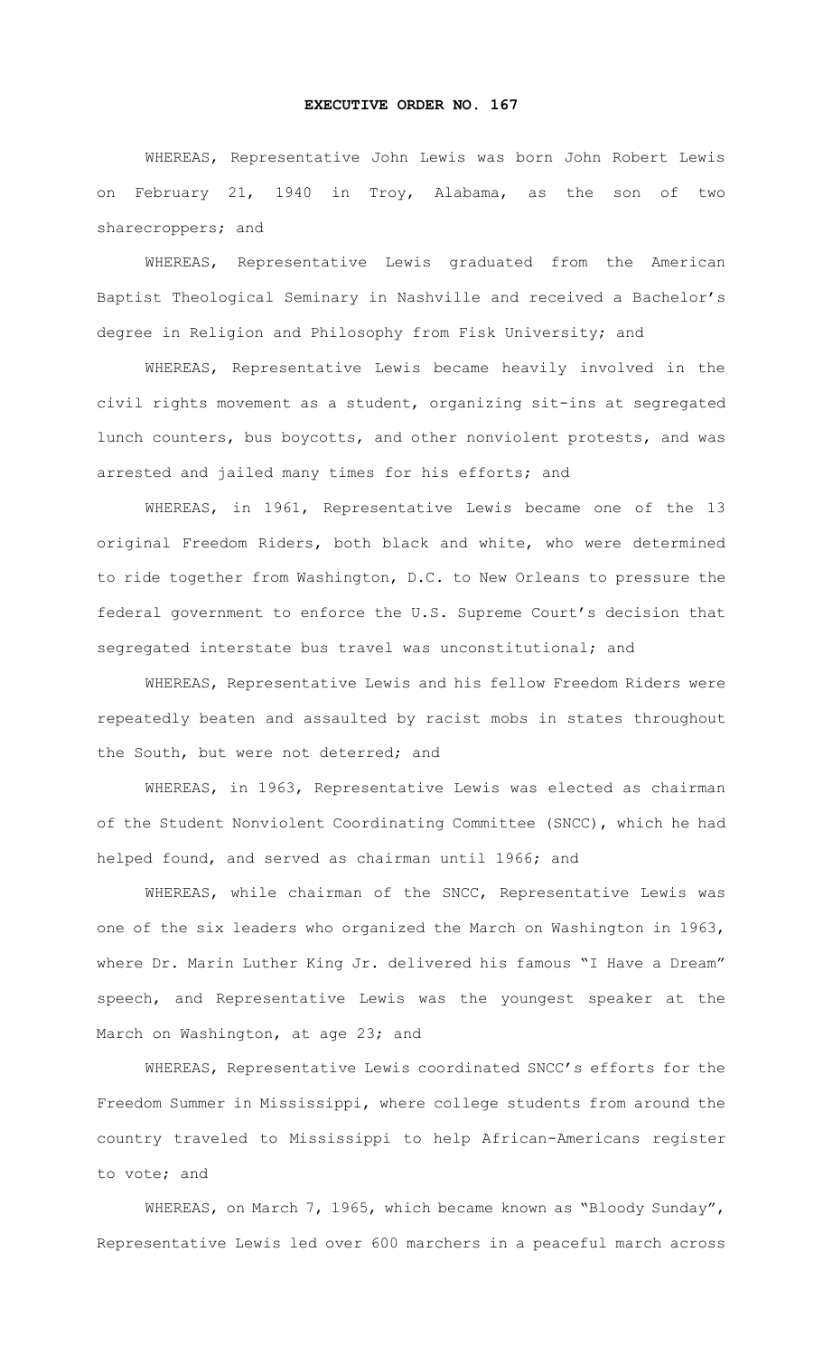# EXECUTIVE ORDER NO. 167

WHEREAS, Representative John Lewis was born John Robert Lewis on February 21, 1940 in Troy, Alabama, as the son of two sharecroppers; and

WHEREAS, Representative Lewis graduated from the American Baptist Theological Seminary in Nashville and received a Bachelor's degree in Religion and Philosophy from Fisk University; and

WHEREAS, Representative Lewis became heavily involved in the civil rights movement as a student, organizing sit-ins at segregated lunch counters, bus boycotts, and other nonviolent protests, and was arrested and jailed many times for his efforts; and

WHEREAS, in 1961, Representative Lewis became one of the 13 original Freedom Riders, both black and white, who were determined to ride together from Washington, D.C. to New Orleans to pressure the federal government to enforce the U.S. Supreme Court's decision that segregated interstate bus travel was unconstitutional; and

WHEREAS, Representative Lewis and his fellow Freedom Riders were repeatedly beaten and assaulted by racist mobs in states throughout the South, but were not deterred; and

WHEREAS, in 1963, Representative Lewis was elected as chairman of the Student Nonviolent Coordinating Committee (SNCC), which he had helped found, and served as chairman until 1966; and

WHEREAS, while chairman of the SNCC, Representative Lewis was one of the six leaders who organized the March on Washington in 1963, where Dr. Marin Luther King Jr. delivered his famous "I Have a Dream" speech, and Representative Lewis was the youngest speaker at the March on Washington, at age 23; and

WHEREAS, Representative Lewis coordinated SNCC's efforts for the Freedom Summer in Mississippi, where college students from around the country traveled to Mississippi to help African-Americans register to vote; and

WHEREAS, on March 7, 1965, which became known as "Bloody Sunday", Representative Lewis led over 600 marchers in a peaceful march across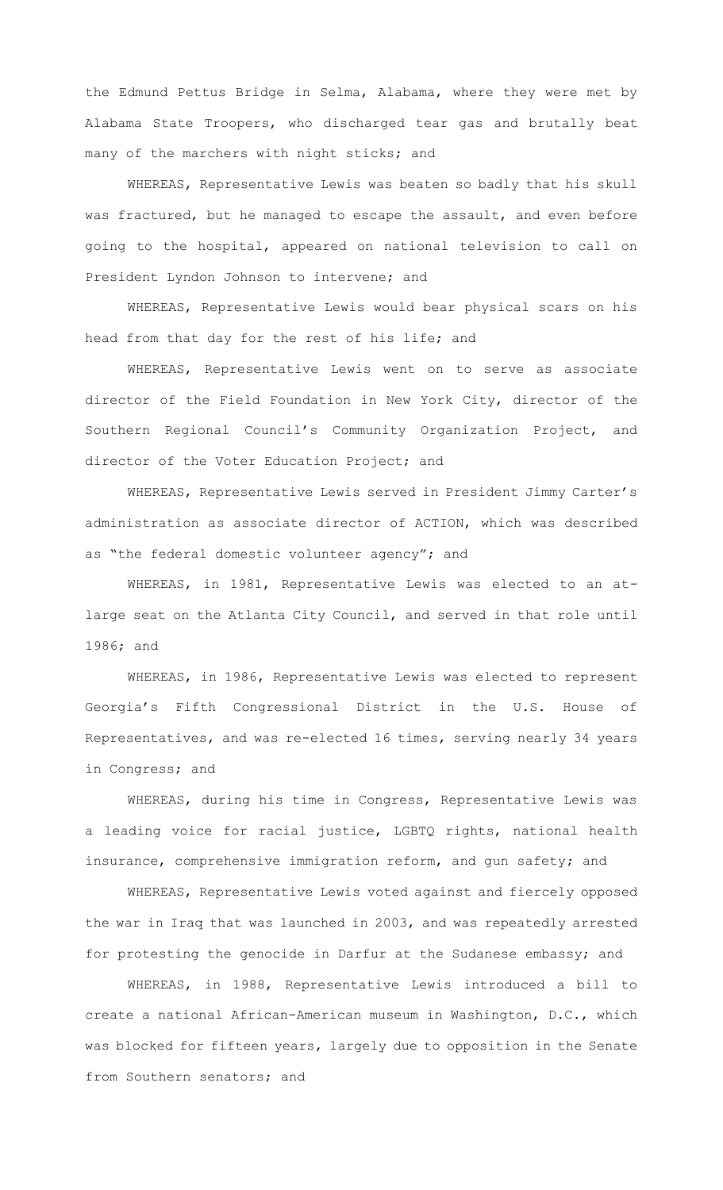the Edmund Pettus Bridge in Selma, Alabama, where they were met by Alabama State Troopers, who discharged tear gas and brutally beat many of the marchers with night sticks; and

WHEREAS, Representative Lewis was beaten so badly that his skull was fractured, but he managed to escape the assault, and even before going to the hospital, appeared on national television to call on President Lyndon Johnson to intervene; and

WHEREAS, Representative Lewis would bear physical scars on his head from that day for the rest of his life; and

WHEREAS, Representative Lewis went on to serve as associate director of the Field Foundation in New York City, director of the Southern Regional Council's Community Organization Project, and director of the Voter Education Project; and

WHEREAS, Representative Lewis served in President Jimmy Carter's administration as associate director of ACTION, which was described as "the federal domestic volunteer agency"; and

WHEREAS, in 1981, Representative Lewis was elected to an at-large seat on the Atlanta City Council, and served in that role until 1986; and

WHEREAS, in 1986, Representative Lewis was elected to represent Georgia's Fifth Congressional District in the U.S. House of Representatives, and was re-elected 16 times, serving nearly 34 years in Congress; and

WHEREAS, during his time in Congress, Representative Lewis was a leading voice for racial justice, LGBTQ rights, national health insurance, comprehensive immigration reform, and gun safety; and

WHEREAS, Representative Lewis voted against and fiercely opposed the war in Iraq that was launched in 2003, and was repeatedly arrested for protesting the genocide in Darfur at the Sudanese embassy; and

WHEREAS, in 1988, Representative Lewis introduced a bill to create a national African-American museum in Washington, D.C., which was blocked for fifteen years, largely due to opposition in the Senate from Southern senators; and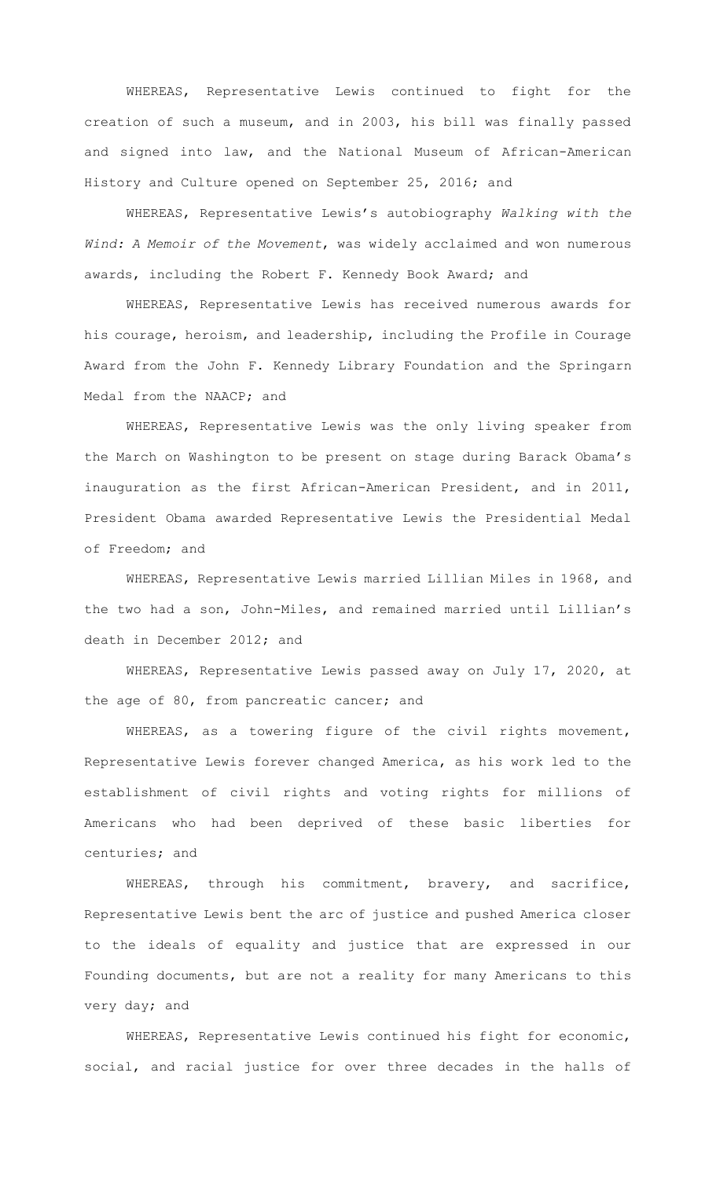WHEREAS, Representative Lewis continued to fight for the creation of such a museum, and in 2003, his bill was finally passed and signed into law, and the National Museum of African-American History and Culture opened on September 25, 2016; and

WHEREAS, Representative Lewis's autobiography *Walking with the Wind: A Memoir of the Movement*, was widely acclaimed and won numerous awards, including the Robert F. Kennedy Book Award; and

WHEREAS, Representative Lewis has received numerous awards for his courage, heroism, and leadership, including the Profile in Courage Award from the John F. Kennedy Library Foundation and the Springarn Medal from the NAACP; and

WHEREAS, Representative Lewis was the only living speaker from the March on Washington to be present on stage during Barack Obama's inauguration as the first African-American President, and in 2011, President Obama awarded Representative Lewis the Presidential Medal of Freedom; and

WHEREAS, Representative Lewis married Lillian Miles in 1968, and the two had a son, John-Miles, and remained married until Lillian's death in December 2012; and

WHEREAS, Representative Lewis passed away on July 17, 2020, at the age of 80, from pancreatic cancer; and

WHEREAS, as a towering figure of the civil rights movement, Representative Lewis forever changed America, as his work led to the establishment of civil rights and voting rights for millions of Americans who had been deprived of these basic liberties for centuries; and

WHEREAS, through his commitment, bravery, and sacrifice, Representative Lewis bent the arc of justice and pushed America closer to the ideals of equality and justice that are expressed in our Founding documents, but are not a reality for many Americans to this very day; and

WHEREAS, Representative Lewis continued his fight for economic, social, and racial justice for over three decades in the halls of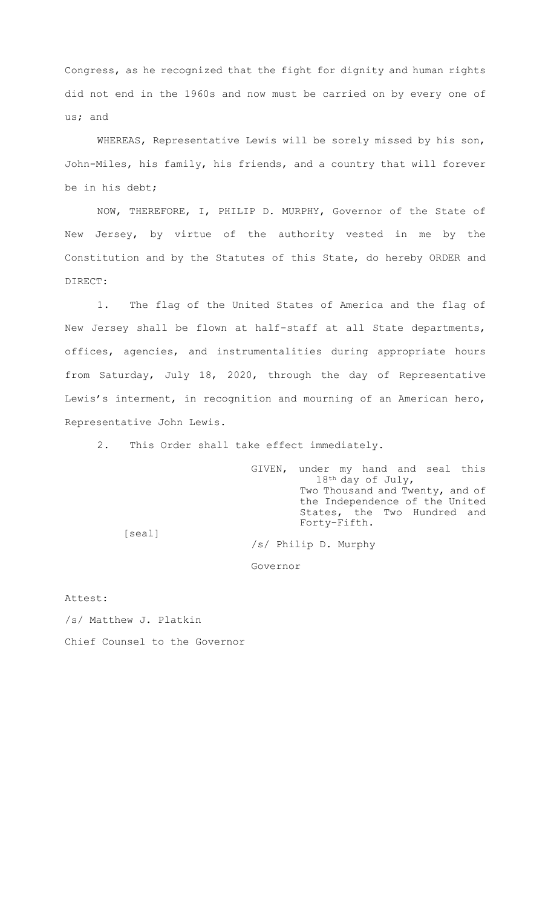Congress, as he recognized that the fight for dignity and human rights did not end in the 1960s and now must be carried on by every one of us; and

WHEREAS, Representative Lewis will be sorely missed by his son, John-Miles, his family, his friends, and a country that will forever be in his debt;

NOW, THEREFORE, I, PHILIP D. MURPHY, Governor of the State of New Jersey, by virtue of the authority vested in me by the Constitution and by the Statutes of this State, do hereby ORDER and DIRECT:

1. The flag of the United States of America and the flag of New Jersey shall be flown at half-staff at all State departments, offices, agencies, and instrumentalities during appropriate hours from Saturday, July 18, 2020, through the day of Representative Lewis's interment, in recognition and mourning of an American hero, Representative John Lewis.

2. This Order shall take effect immediately.

GIVEN, under my hand and seal this 18th day of July, Two Thousand and Twenty, and of the Independence of the United States, the Two Hundred and Forty-Fifth.

[seal]

/s/ Philip D. Murphy

Governor

Attest:

/s/ Matthew J. Platkin

Chief Counsel to the Governor